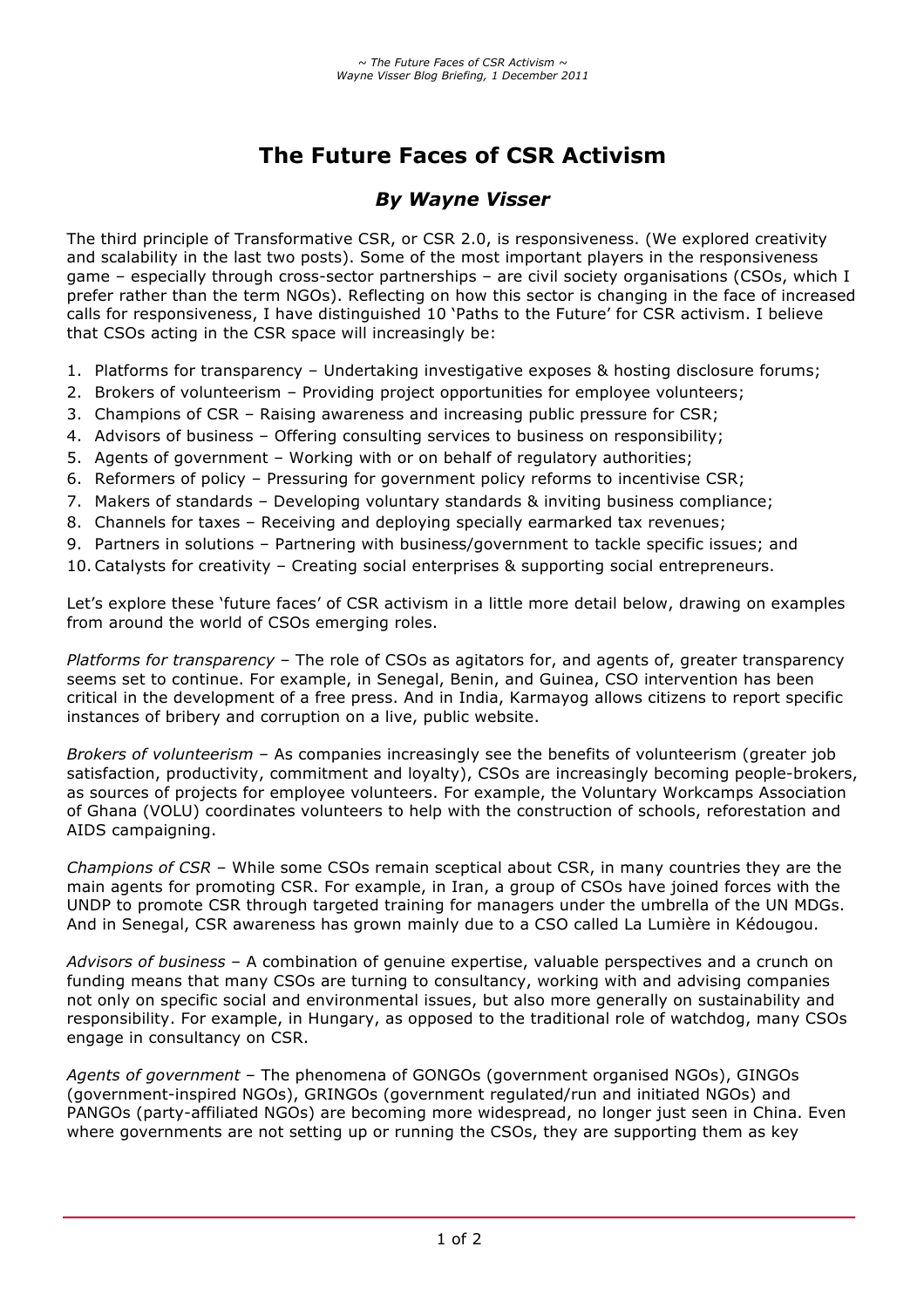# The Future Faces of CSR Activism

## *By Wayne Visser*

The third principle of Transformative CSR, or CSR 2.0, is responsiveness. (We explored creativity and scalability in the last two posts). Some of the most important players in the responsiveness game – especially through cross-sector partnerships – are civil society organisations (CSOs, which I prefer rather than the term NGOs). Reflecting on how this sector is changing in the face of increased calls for responsiveness, I have distinguished 10 'Paths to the Future' for CSR activism. I believe that CSOs acting in the CSR space will increasingly be:

1. Platforms for transparency – Undertaking investigative exposes & hosting disclosure forums;
2. Brokers of volunteerism – Providing project opportunities for employee volunteers;
3. Champions of CSR – Raising awareness and increasing public pressure for CSR;
4. Advisors of business – Offering consulting services to business on responsibility;
5. Agents of government – Working with or on behalf of regulatory authorities;
6. Reformers of policy – Pressuring for government policy reforms to incentivise CSR;
7. Makers of standards – Developing voluntary standards & inviting business compliance;
8. Channels for taxes – Receiving and deploying specially earmarked tax revenues;
9. Partners in solutions – Partnering with business/government to tackle specific issues; and
10. Catalysts for creativity – Creating social enterprises & supporting social entrepreneurs.

Let's explore these 'future faces' of CSR activism in a little more detail below, drawing on examples from around the world of CSOs emerging roles.

*Platforms for transparency* – The role of CSOs as agitators for, and agents of, greater transparency seems set to continue. For example, in Senegal, Benin, and Guinea, CSO intervention has been critical in the development of a free press. And in India, Karmayog allows citizens to report specific instances of bribery and corruption on a live, public website.

*Brokers of volunteerism* – As companies increasingly see the benefits of volunteerism (greater job satisfaction, productivity, commitment and loyalty), CSOs are increasingly becoming people-brokers, as sources of projects for employee volunteers. For example, the Voluntary Workcamps Association of Ghana (VOLU) coordinates volunteers to help with the construction of schools, reforestation and AIDS campaigning.

*Champions of CSR* – While some CSOs remain sceptical about CSR, in many countries they are the main agents for promoting CSR. For example, in Iran, a group of CSOs have joined forces with the UNDP to promote CSR through targeted training for managers under the umbrella of the UN MDGs. And in Senegal, CSR awareness has grown mainly due to a CSO called La Lumière in Kédougou.

*Advisors of business* – A combination of genuine expertise, valuable perspectives and a crunch on funding means that many CSOs are turning to consultancy, working with and advising companies not only on specific social and environmental issues, but also more generally on sustainability and responsibility. For example, in Hungary, as opposed to the traditional role of watchdog, many CSOs engage in consultancy on CSR.

*Agents of government* – The phenomena of GONGOs (government organised NGOs), GINGOs (government-inspired NGOs), GRINGOs (government regulated/run and initiated NGOs) and PANGOs (party-affiliated NGOs) are becoming more widespread, no longer just seen in China. Even where governments are not setting up or running the CSOs, they are supporting them as key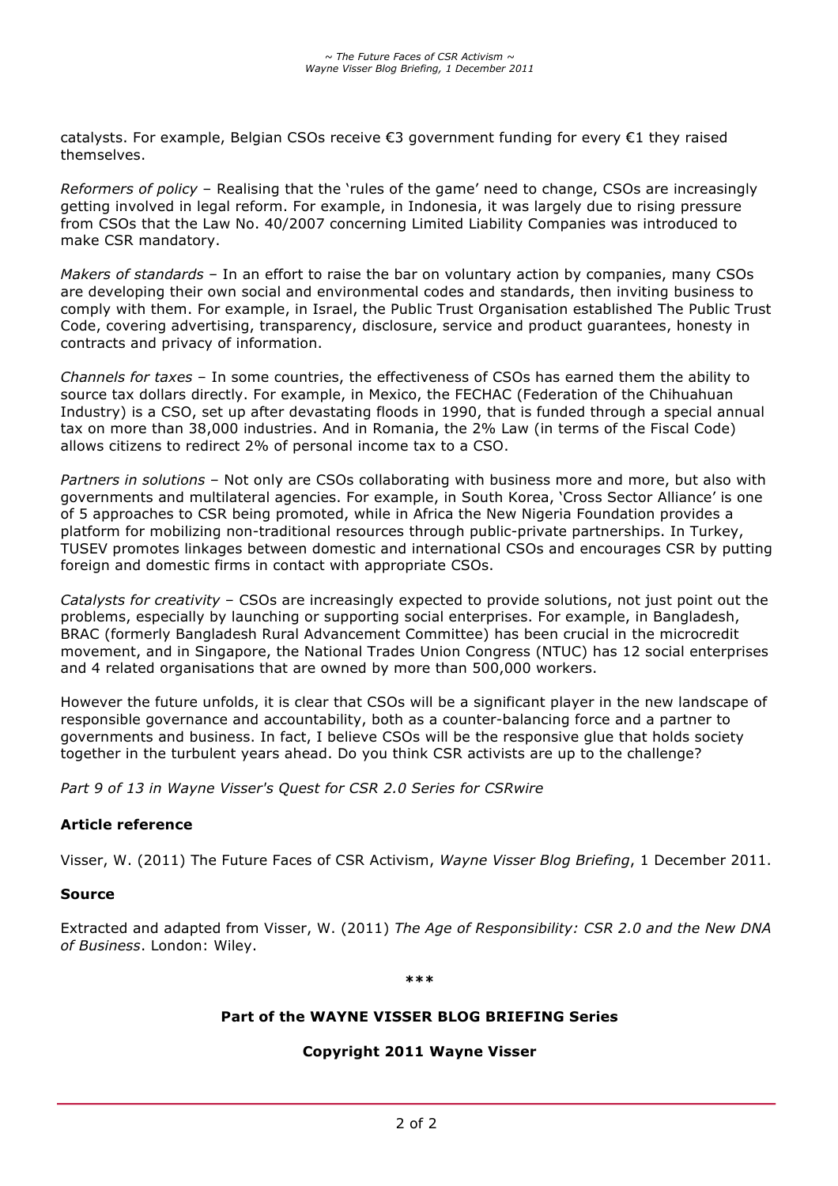catalysts. For example, Belgian CSOs receive €3 government funding for every €1 they raised themselves.

*Reformers of policy* – Realising that the 'rules of the game' need to change, CSOs are increasingly getting involved in legal reform. For example, in Indonesia, it was largely due to rising pressure from CSOs that the Law No. 40/2007 concerning Limited Liability Companies was introduced to make CSR mandatory.

*Makers of standards* – In an effort to raise the bar on voluntary action by companies, many CSOs are developing their own social and environmental codes and standards, then inviting business to comply with them. For example, in Israel, the Public Trust Organisation established The Public Trust Code, covering advertising, transparency, disclosure, service and product guarantees, honesty in contracts and privacy of information.

*Channels for taxes* – In some countries, the effectiveness of CSOs has earned them the ability to source tax dollars directly. For example, in Mexico, the FECHAC (Federation of the Chihuahuan Industry) is a CSO, set up after devastating floods in 1990, that is funded through a special annual tax on more than 38,000 industries. And in Romania, the 2% Law (in terms of the Fiscal Code) allows citizens to redirect 2% of personal income tax to a CSO.

*Partners in solutions* – Not only are CSOs collaborating with business more and more, but also with governments and multilateral agencies. For example, in South Korea, 'Cross Sector Alliance' is one of 5 approaches to CSR being promoted, while in Africa the New Nigeria Foundation provides a platform for mobilizing non-traditional resources through public-private partnerships. In Turkey, TUSEV promotes linkages between domestic and international CSOs and encourages CSR by putting foreign and domestic firms in contact with appropriate CSOs.

*Catalysts for creativity* – CSOs are increasingly expected to provide solutions, not just point out the problems, especially by launching or supporting social enterprises. For example, in Bangladesh, BRAC (formerly Bangladesh Rural Advancement Committee) has been crucial in the microcredit movement, and in Singapore, the National Trades Union Congress (NTUC) has 12 social enterprises and 4 related organisations that are owned by more than 500,000 workers.

However the future unfolds, it is clear that CSOs will be a significant player in the new landscape of responsible governance and accountability, both as a counter-balancing force and a partner to governments and business. In fact, I believe CSOs will be the responsive glue that holds society together in the turbulent years ahead. Do you think CSR activists are up to the challenge?

*Part 9 of 13 in Wayne Visser's Quest for CSR 2.0 Series for CSRwire*

**Article reference**

Visser, W. (2011) The Future Faces of CSR Activism, *Wayne Visser Blog Briefing*, 1 December 2011.

**Source**

Extracted and adapted from Visser, W. (2011) *The Age of Responsibility: CSR 2.0 and the New DNA of Business*. London: Wiley.

**\*\*\***

**Part of the WAYNE VISSER BLOG BRIEFING Series**

**Copyright 2011 Wayne Visser**